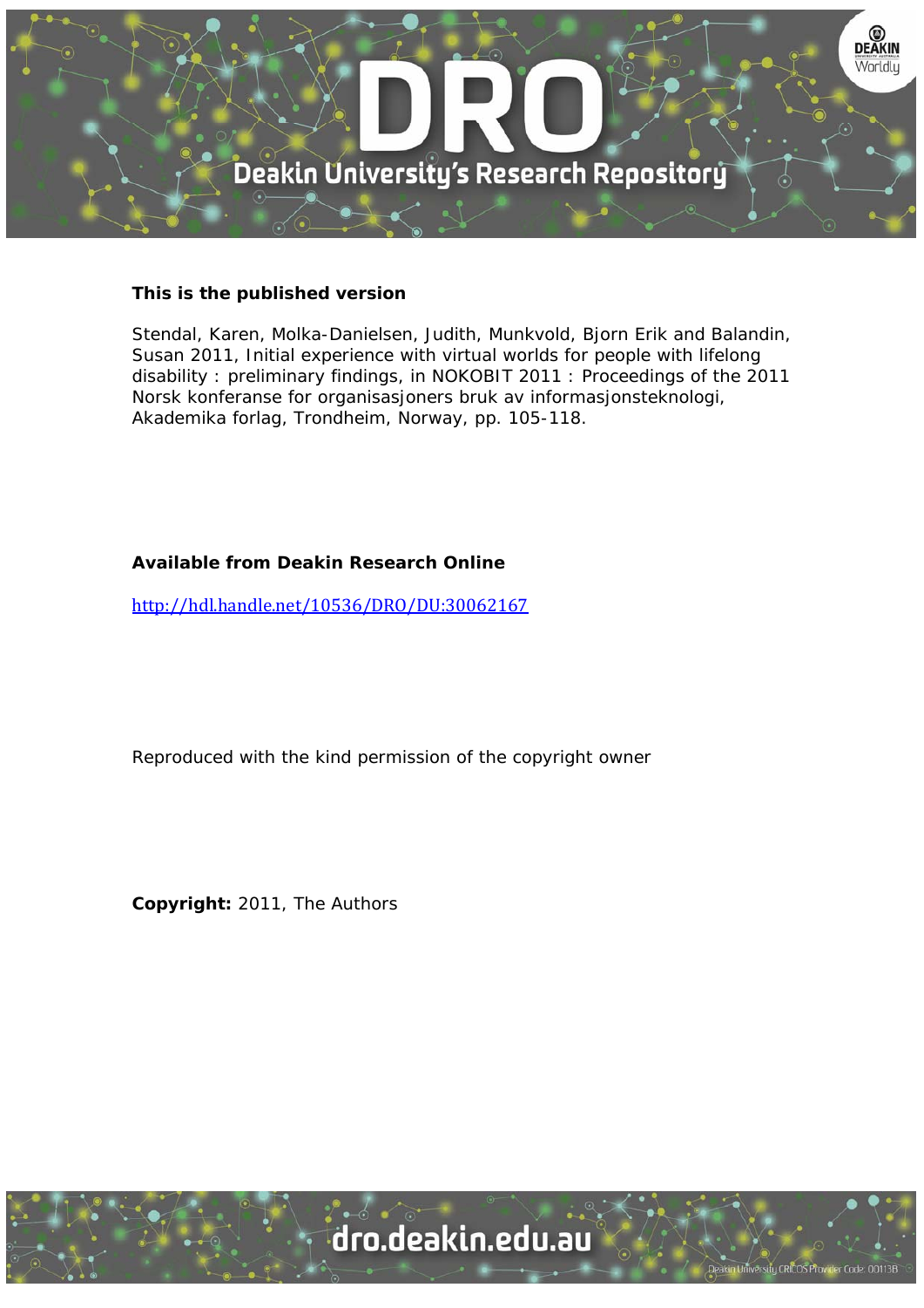**This is the published version**

Stendal, Karen, Molka-Danielsen, Judith, Munkvold, Bjorn Erik and Balandin, Susan 2011, Initial experience with virtual worlds for people with lifelong disability : preliminary findings, in NOKOBIT 2011 : Proceedings of the 2011 Norsk konferanse for organisasjoners bruk av informasjonsteknologi, Akademika forlag, Trondheim, Norway, pp. 105-118.

**Available from Deakin Research Online**

http://hdl.handle.net/10536/DRO/DU:30062167

Reproduced with the kind permission of the copyright owner

**Copyright:** 2011, The Authors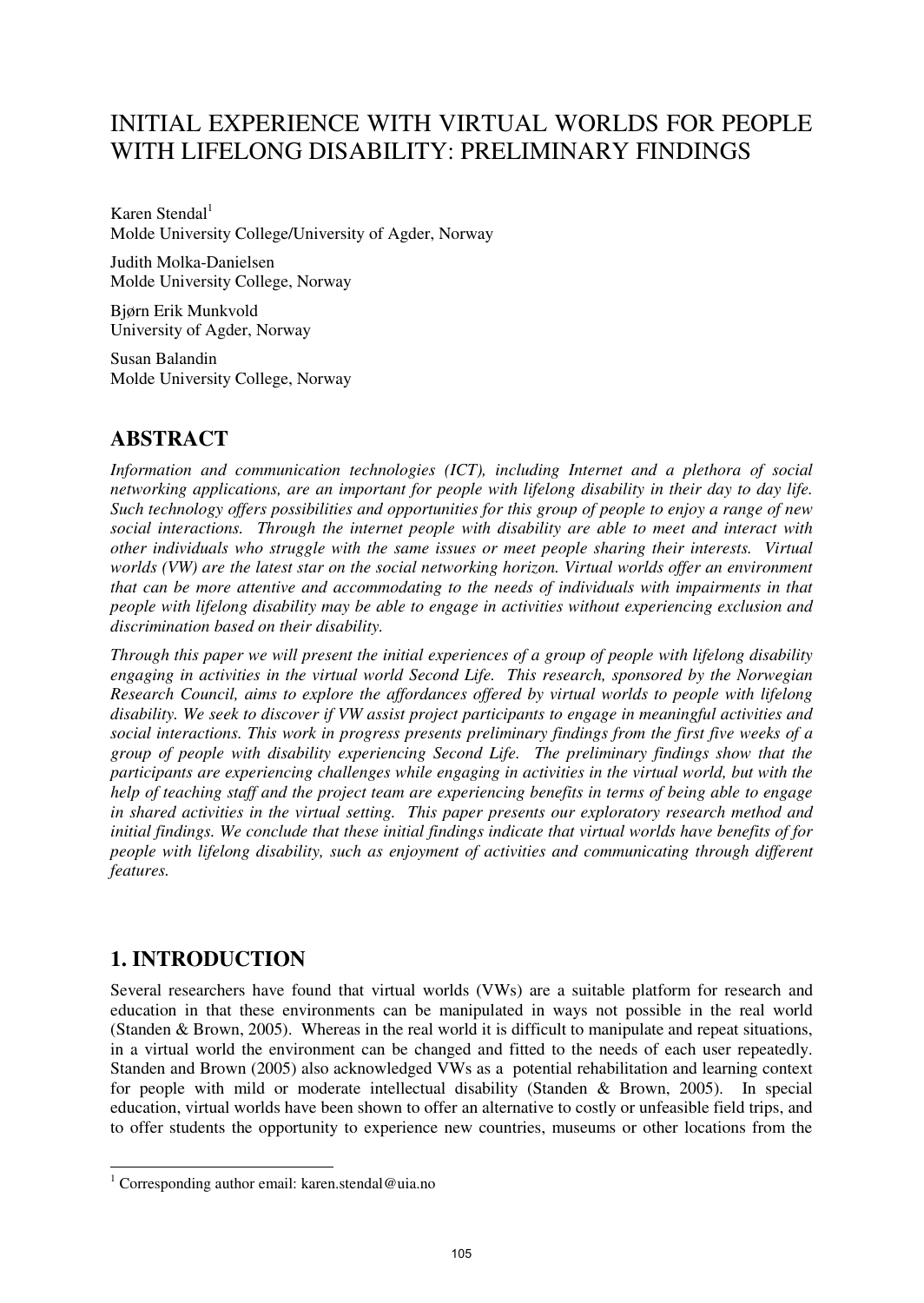# INITIAL EXPERIENCE WITH VIRTUAL WORLDS FOR PEOPLE WITH LIFELONG DISABILITY: PRELIMINARY FINDINGS

Karen Stendal[1]
Molde University College/University of Agder, Norway

Judith Molka-Danielsen
Molde University College, Norway

Bjørn Erik Munkvold
University of Agder, Norway

Susan Balandin
Molde University College, Norway

## ABSTRACT

*Information and communication technologies (ICT), including Internet and a plethora of social networking applications, are an important for people with lifelong disability in their day to day life. Such technology offers possibilities and opportunities for this group of people to enjoy a range of new social interactions. Through the internet people with disability are able to meet and interact with other individuals who struggle with the same issues or meet people sharing their interests. Virtual worlds (VW) are the latest star on the social networking horizon. Virtual worlds offer an environment that can be more attentive and accommodating to the needs of individuals with impairments in that people with lifelong disability may be able to engage in activities without experiencing exclusion and discrimination based on their disability.*

*Through this paper we will present the initial experiences of a group of people with lifelong disability engaging in activities in the virtual world Second Life. This research, sponsored by the Norwegian Research Council, aims to explore the affordances offered by virtual worlds to people with lifelong disability. We seek to discover if VW assist project participants to engage in meaningful activities and social interactions. This work in progress presents preliminary findings from the first five weeks of a group of people with disability experiencing Second Life. The preliminary findings show that the participants are experiencing challenges while engaging in activities in the virtual world, but with the help of teaching staff and the project team are experiencing benefits in terms of being able to engage in shared activities in the virtual setting. This paper presents our exploratory research method and initial findings. We conclude that these initial findings indicate that virtual worlds have benefits of for people with lifelong disability, such as enjoyment of activities and communicating through different features.*

## 1. INTRODUCTION

Several researchers have found that virtual worlds (VWs) are a suitable platform for research and education in that these environments can be manipulated in ways not possible in the real world (Standen & Brown, 2005). Whereas in the real world it is difficult to manipulate and repeat situations, in a virtual world the environment can be changed and fitted to the needs of each user repeatedly. Standen and Brown (2005) also acknowledged VWs as a potential rehabilitation and learning context for people with mild or moderate intellectual disability (Standen & Brown, 2005). In special education, virtual worlds have been shown to offer an alternative to costly or unfeasible field trips, and to offer students the opportunity to experience new countries, museums or other locations from the

[1] Corresponding author email: karen.stendal@uia.no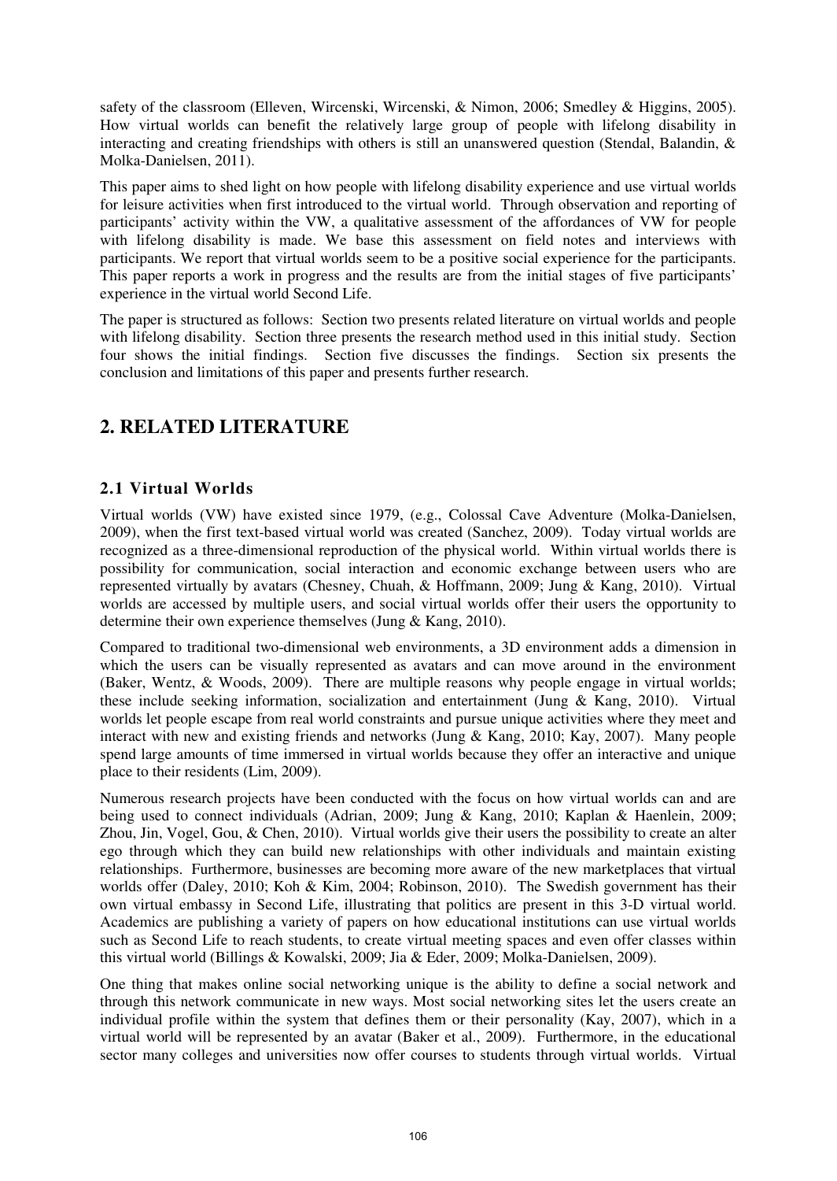safety of the classroom (Elleven, Wircenski, Wircenski, & Nimon, 2006; Smedley & Higgins, 2005). How virtual worlds can benefit the relatively large group of people with lifelong disability in interacting and creating friendships with others is still an unanswered question (Stendal, Balandin, & Molka-Danielsen, 2011).

This paper aims to shed light on how people with lifelong disability experience and use virtual worlds for leisure activities when first introduced to the virtual world. Through observation and reporting of participants' activity within the VW, a qualitative assessment of the affordances of VW for people with lifelong disability is made. We base this assessment on field notes and interviews with participants. We report that virtual worlds seem to be a positive social experience for the participants. This paper reports a work in progress and the results are from the initial stages of five participants' experience in the virtual world Second Life.

The paper is structured as follows: Section two presents related literature on virtual worlds and people with lifelong disability. Section three presents the research method used in this initial study. Section four shows the initial findings. Section five discusses the findings. Section six presents the conclusion and limitations of this paper and presents further research.

## 2. RELATED LITERATURE

### 2.1 Virtual Worlds

Virtual worlds (VW) have existed since 1979, (e.g., Colossal Cave Adventure (Molka-Danielsen, 2009), when the first text-based virtual world was created (Sanchez, 2009). Today virtual worlds are recognized as a three-dimensional reproduction of the physical world. Within virtual worlds there is possibility for communication, social interaction and economic exchange between users who are represented virtually by avatars (Chesney, Chuah, & Hoffmann, 2009; Jung & Kang, 2010). Virtual worlds are accessed by multiple users, and social virtual worlds offer their users the opportunity to determine their own experience themselves (Jung & Kang, 2010).

Compared to traditional two-dimensional web environments, a 3D environment adds a dimension in which the users can be visually represented as avatars and can move around in the environment (Baker, Wentz, & Woods, 2009). There are multiple reasons why people engage in virtual worlds; these include seeking information, socialization and entertainment (Jung & Kang, 2010). Virtual worlds let people escape from real world constraints and pursue unique activities where they meet and interact with new and existing friends and networks (Jung & Kang, 2010; Kay, 2007). Many people spend large amounts of time immersed in virtual worlds because they offer an interactive and unique place to their residents (Lim, 2009).

Numerous research projects have been conducted with the focus on how virtual worlds can and are being used to connect individuals (Adrian, 2009; Jung & Kang, 2010; Kaplan & Haenlein, 2009; Zhou, Jin, Vogel, Gou, & Chen, 2010). Virtual worlds give their users the possibility to create an alter ego through which they can build new relationships with other individuals and maintain existing relationships. Furthermore, businesses are becoming more aware of the new marketplaces that virtual worlds offer (Daley, 2010; Koh & Kim, 2004; Robinson, 2010). The Swedish government has their own virtual embassy in Second Life, illustrating that politics are present in this 3-D virtual world. Academics are publishing a variety of papers on how educational institutions can use virtual worlds such as Second Life to reach students, to create virtual meeting spaces and even offer classes within this virtual world (Billings & Kowalski, 2009; Jia & Eder, 2009; Molka-Danielsen, 2009).

One thing that makes online social networking unique is the ability to define a social network and through this network communicate in new ways. Most social networking sites let the users create an individual profile within the system that defines them or their personality (Kay, 2007), which in a virtual world will be represented by an avatar (Baker et al., 2009). Furthermore, in the educational sector many colleges and universities now offer courses to students through virtual worlds. Virtual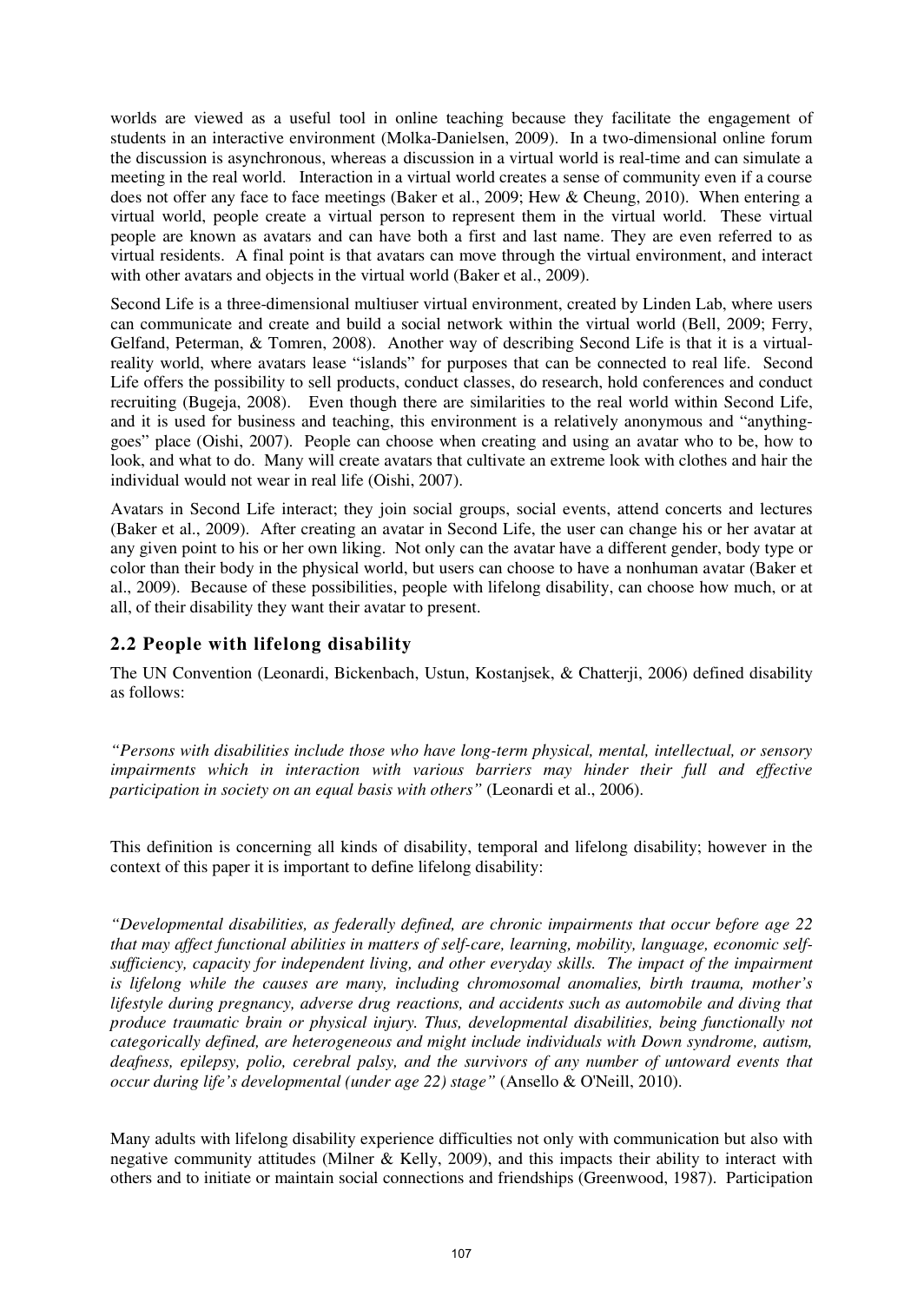worlds are viewed as a useful tool in online teaching because they facilitate the engagement of students in an interactive environment (Molka-Danielsen, 2009). In a two-dimensional online forum the discussion is asynchronous, whereas a discussion in a virtual world is real-time and can simulate a meeting in the real world. Interaction in a virtual world creates a sense of community even if a course does not offer any face to face meetings (Baker et al., 2009; Hew & Cheung, 2010). When entering a virtual world, people create a virtual person to represent them in the virtual world. These virtual people are known as avatars and can have both a first and last name. They are even referred to as virtual residents. A final point is that avatars can move through the virtual environment, and interact with other avatars and objects in the virtual world (Baker et al., 2009).

Second Life is a three-dimensional multiuser virtual environment, created by Linden Lab, where users can communicate and create and build a social network within the virtual world (Bell, 2009; Ferry, Gelfand, Peterman, & Tomren, 2008). Another way of describing Second Life is that it is a virtual-reality world, where avatars lease "islands" for purposes that can be connected to real life. Second Life offers the possibility to sell products, conduct classes, do research, hold conferences and conduct recruiting (Bugeja, 2008). Even though there are similarities to the real world within Second Life, and it is used for business and teaching, this environment is a relatively anonymous and "anything-goes" place (Oishi, 2007). People can choose when creating and using an avatar who to be, how to look, and what to do. Many will create avatars that cultivate an extreme look with clothes and hair the individual would not wear in real life (Oishi, 2007).

Avatars in Second Life interact; they join social groups, social events, attend concerts and lectures (Baker et al., 2009). After creating an avatar in Second Life, the user can change his or her avatar at any given point to his or her own liking. Not only can the avatar have a different gender, body type or color than their body in the physical world, but users can choose to have a nonhuman avatar (Baker et al., 2009). Because of these possibilities, people with lifelong disability, can choose how much, or at all, of their disability they want their avatar to present.

## 2.2 People with lifelong disability

The UN Convention (Leonardi, Bickenbach, Ustun, Kostanjsek, & Chatterji, 2006) defined disability as follows:

*"Persons with disabilities include those who have long-term physical, mental, intellectual, or sensory impairments which in interaction with various barriers may hinder their full and effective participation in society on an equal basis with others"* (Leonardi et al., 2006).

This definition is concerning all kinds of disability, temporal and lifelong disability; however in the context of this paper it is important to define lifelong disability:

*"Developmental disabilities, as federally defined, are chronic impairments that occur before age 22 that may affect functional abilities in matters of self-care, learning, mobility, language, economic self-sufficiency, capacity for independent living, and other everyday skills. The impact of the impairment is lifelong while the causes are many, including chromosomal anomalies, birth trauma, mother's lifestyle during pregnancy, adverse drug reactions, and accidents such as automobile and diving that produce traumatic brain or physical injury. Thus, developmental disabilities, being functionally not categorically defined, are heterogeneous and might include individuals with Down syndrome, autism, deafness, epilepsy, polio, cerebral palsy, and the survivors of any number of untoward events that occur during life's developmental (under age 22) stage"* (Ansello & O'Neill, 2010).

Many adults with lifelong disability experience difficulties not only with communication but also with negative community attitudes (Milner & Kelly, 2009), and this impacts their ability to interact with others and to initiate or maintain social connections and friendships (Greenwood, 1987). Participation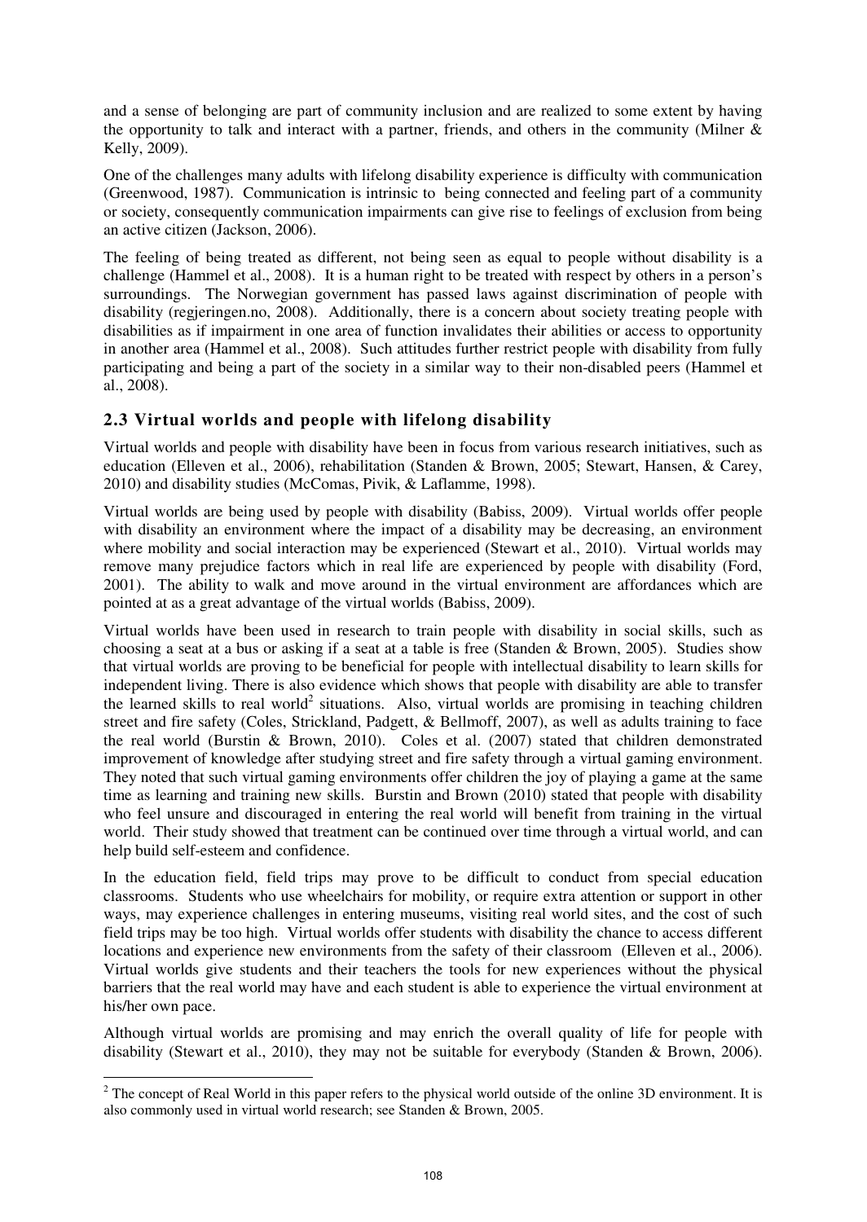and a sense of belonging are part of community inclusion and are realized to some extent by having the opportunity to talk and interact with a partner, friends, and others in the community (Milner & Kelly, 2009).

One of the challenges many adults with lifelong disability experience is difficulty with communication (Greenwood, 1987). Communication is intrinsic to being connected and feeling part of a community or society, consequently communication impairments can give rise to feelings of exclusion from being an active citizen (Jackson, 2006).

The feeling of being treated as different, not being seen as equal to people without disability is a challenge (Hammel et al., 2008). It is a human right to be treated with respect by others in a person's surroundings. The Norwegian government has passed laws against discrimination of people with disability (regjeringen.no, 2008). Additionally, there is a concern about society treating people with disabilities as if impairment in one area of function invalidates their abilities or access to opportunity in another area (Hammel et al., 2008). Such attitudes further restrict people with disability from fully participating and being a part of the society in a similar way to their non-disabled peers (Hammel et al., 2008).

## 2.3 Virtual worlds and people with lifelong disability

Virtual worlds and people with disability have been in focus from various research initiatives, such as education (Elleven et al., 2006), rehabilitation (Standen & Brown, 2005; Stewart, Hansen, & Carey, 2010) and disability studies (McComas, Pivik, & Laflamme, 1998).

Virtual worlds are being used by people with disability (Babiss, 2009). Virtual worlds offer people with disability an environment where the impact of a disability may be decreasing, an environment where mobility and social interaction may be experienced (Stewart et al., 2010). Virtual worlds may remove many prejudice factors which in real life are experienced by people with disability (Ford, 2001). The ability to walk and move around in the virtual environment are affordances which are pointed at as a great advantage of the virtual worlds (Babiss, 2009).

Virtual worlds have been used in research to train people with disability in social skills, such as choosing a seat at a bus or asking if a seat at a table is free (Standen & Brown, 2005). Studies show that virtual worlds are proving to be beneficial for people with intellectual disability to learn skills for independent living. There is also evidence which shows that people with disability are able to transfer the learned skills to real world[2] situations. Also, virtual worlds are promising in teaching children street and fire safety (Coles, Strickland, Padgett, & Bellmoff, 2007), as well as adults training to face the real world (Burstin & Brown, 2010). Coles et al. (2007) stated that children demonstrated improvement of knowledge after studying street and fire safety through a virtual gaming environment. They noted that such virtual gaming environments offer children the joy of playing a game at the same time as learning and training new skills. Burstin and Brown (2010) stated that people with disability who feel unsure and discouraged in entering the real world will benefit from training in the virtual world. Their study showed that treatment can be continued over time through a virtual world, and can help build self-esteem and confidence.

In the education field, field trips may prove to be difficult to conduct from special education classrooms. Students who use wheelchairs for mobility, or require extra attention or support in other ways, may experience challenges in entering museums, visiting real world sites, and the cost of such field trips may be too high. Virtual worlds offer students with disability the chance to access different locations and experience new environments from the safety of their classroom (Elleven et al., 2006). Virtual worlds give students and their teachers the tools for new experiences without the physical barriers that the real world may have and each student is able to experience the virtual environment at his/her own pace.

Although virtual worlds are promising and may enrich the overall quality of life for people with disability (Stewart et al., 2010), they may not be suitable for everybody (Standen & Brown, 2006).

[2] The concept of Real World in this paper refers to the physical world outside of the online 3D environment. It is also commonly used in virtual world research; see Standen & Brown, 2005.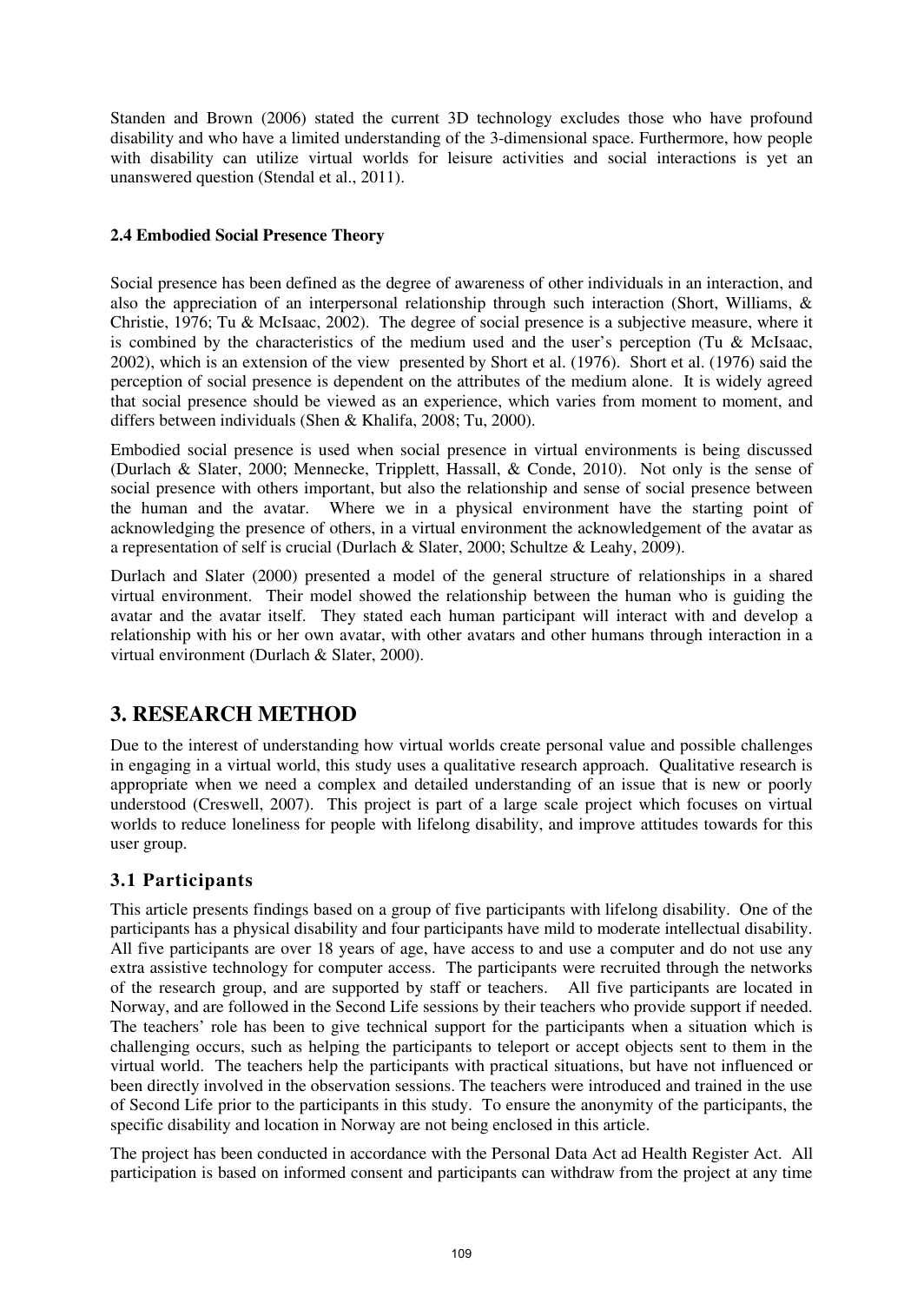Standen and Brown (2006) stated the current 3D technology excludes those who have profound disability and who have a limited understanding of the 3-dimensional space. Furthermore, how people with disability can utilize virtual worlds for leisure activities and social interactions is yet an unanswered question (Stendal et al., 2011).

### 2.4 Embodied Social Presence Theory

Social presence has been defined as the degree of awareness of other individuals in an interaction, and also the appreciation of an interpersonal relationship through such interaction (Short, Williams, & Christie, 1976; Tu & McIsaac, 2002). The degree of social presence is a subjective measure, where it is combined by the characteristics of the medium used and the user's perception (Tu & McIsaac, 2002), which is an extension of the view presented by Short et al. (1976). Short et al. (1976) said the perception of social presence is dependent on the attributes of the medium alone. It is widely agreed that social presence should be viewed as an experience, which varies from moment to moment, and differs between individuals (Shen & Khalifa, 2008; Tu, 2000).

Embodied social presence is used when social presence in virtual environments is being discussed (Durlach & Slater, 2000; Mennecke, Tripplett, Hassall, & Conde, 2010). Not only is the sense of social presence with others important, but also the relationship and sense of social presence between the human and the avatar. Where we in a physical environment have the starting point of acknowledging the presence of others, in a virtual environment the acknowledgement of the avatar as a representation of self is crucial (Durlach & Slater, 2000; Schultze & Leahy, 2009).

Durlach and Slater (2000) presented a model of the general structure of relationships in a shared virtual environment. Their model showed the relationship between the human who is guiding the avatar and the avatar itself. They stated each human participant will interact with and develop a relationship with his or her own avatar, with other avatars and other humans through interaction in a virtual environment (Durlach & Slater, 2000).

## 3. RESEARCH METHOD

Due to the interest of understanding how virtual worlds create personal value and possible challenges in engaging in a virtual world, this study uses a qualitative research approach. Qualitative research is appropriate when we need a complex and detailed understanding of an issue that is new or poorly understood (Creswell, 2007). This project is part of a large scale project which focuses on virtual worlds to reduce loneliness for people with lifelong disability, and improve attitudes towards for this user group.

### 3.1 Participants

This article presents findings based on a group of five participants with lifelong disability. One of the participants has a physical disability and four participants have mild to moderate intellectual disability. All five participants are over 18 years of age, have access to and use a computer and do not use any extra assistive technology for computer access. The participants were recruited through the networks of the research group, and are supported by staff or teachers. All five participants are located in Norway, and are followed in the Second Life sessions by their teachers who provide support if needed. The teachers' role has been to give technical support for the participants when a situation which is challenging occurs, such as helping the participants to teleport or accept objects sent to them in the virtual world. The teachers help the participants with practical situations, but have not influenced or been directly involved in the observation sessions. The teachers were introduced and trained in the use of Second Life prior to the participants in this study. To ensure the anonymity of the participants, the specific disability and location in Norway are not being enclosed in this article.

The project has been conducted in accordance with the Personal Data Act ad Health Register Act. All participation is based on informed consent and participants can withdraw from the project at any time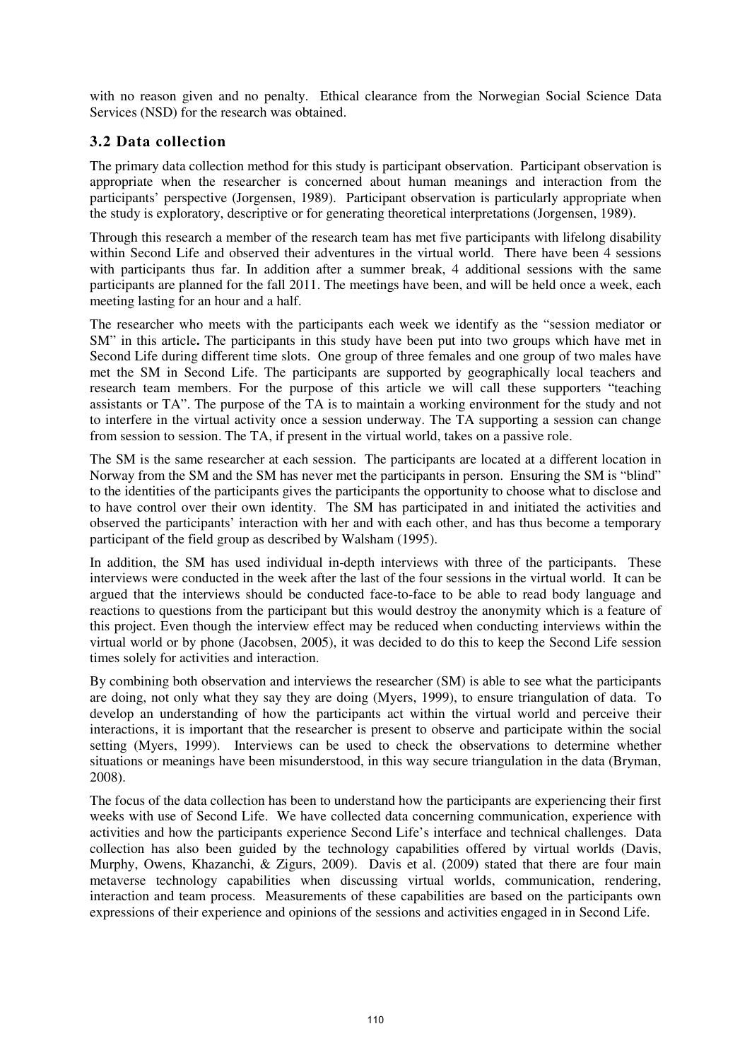with no reason given and no penalty. Ethical clearance from the Norwegian Social Science Data Services (NSD) for the research was obtained.

### 3.2 Data collection

The primary data collection method for this study is participant observation. Participant observation is appropriate when the researcher is concerned about human meanings and interaction from the participants' perspective (Jorgensen, 1989). Participant observation is particularly appropriate when the study is exploratory, descriptive or for generating theoretical interpretations (Jorgensen, 1989).

Through this research a member of the research team has met five participants with lifelong disability within Second Life and observed their adventures in the virtual world. There have been 4 sessions with participants thus far. In addition after a summer break, 4 additional sessions with the same participants are planned for the fall 2011. The meetings have been, and will be held once a week, each meeting lasting for an hour and a half.

The researcher who meets with the participants each week we identify as the "session mediator or SM" in this article**.** The participants in this study have been put into two groups which have met in Second Life during different time slots. One group of three females and one group of two males have met the SM in Second Life. The participants are supported by geographically local teachers and research team members. For the purpose of this article we will call these supporters "teaching assistants or TA". The purpose of the TA is to maintain a working environment for the study and not to interfere in the virtual activity once a session underway. The TA supporting a session can change from session to session. The TA, if present in the virtual world, takes on a passive role.

The SM is the same researcher at each session. The participants are located at a different location in Norway from the SM and the SM has never met the participants in person. Ensuring the SM is "blind" to the identities of the participants gives the participants the opportunity to choose what to disclose and to have control over their own identity. The SM has participated in and initiated the activities and observed the participants' interaction with her and with each other, and has thus become a temporary participant of the field group as described by Walsham (1995).

In addition, the SM has used individual in-depth interviews with three of the participants. These interviews were conducted in the week after the last of the four sessions in the virtual world. It can be argued that the interviews should be conducted face-to-face to be able to read body language and reactions to questions from the participant but this would destroy the anonymity which is a feature of this project. Even though the interview effect may be reduced when conducting interviews within the virtual world or by phone (Jacobsen, 2005), it was decided to do this to keep the Second Life session times solely for activities and interaction.

By combining both observation and interviews the researcher (SM) is able to see what the participants are doing, not only what they say they are doing (Myers, 1999), to ensure triangulation of data. To develop an understanding of how the participants act within the virtual world and perceive their interactions, it is important that the researcher is present to observe and participate within the social setting (Myers, 1999). Interviews can be used to check the observations to determine whether situations or meanings have been misunderstood, in this way secure triangulation in the data (Bryman, 2008).

The focus of the data collection has been to understand how the participants are experiencing their first weeks with use of Second Life. We have collected data concerning communication, experience with activities and how the participants experience Second Life's interface and technical challenges. Data collection has also been guided by the technology capabilities offered by virtual worlds (Davis, Murphy, Owens, Khazanchi, & Zigurs, 2009). Davis et al. (2009) stated that there are four main metaverse technology capabilities when discussing virtual worlds, communication, rendering, interaction and team process. Measurements of these capabilities are based on the participants own expressions of their experience and opinions of the sessions and activities engaged in in Second Life.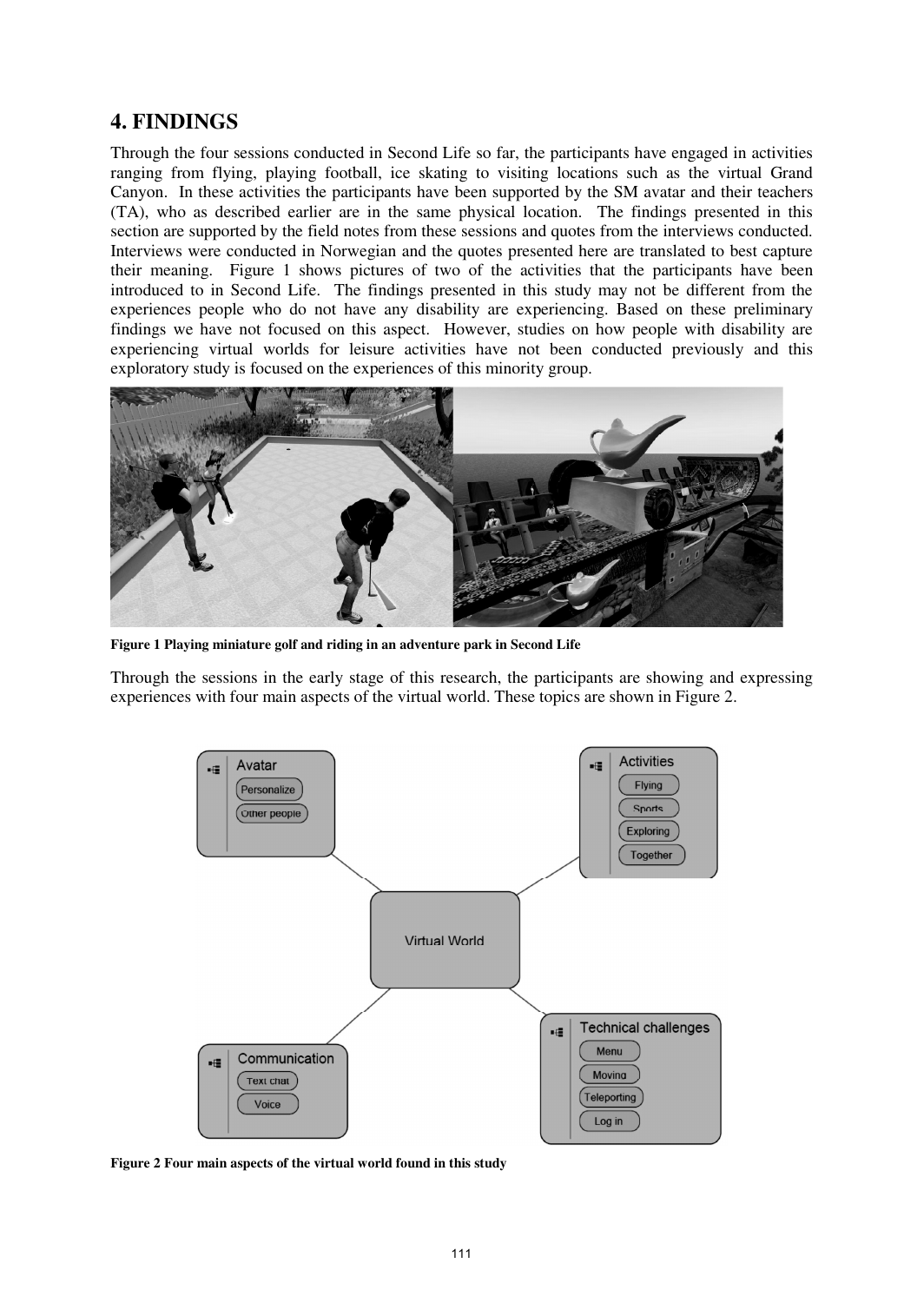## 4. FINDINGS

Through the four sessions conducted in Second Life so far, the participants have engaged in activities ranging from flying, playing football, ice skating to visiting locations such as the virtual Grand Canyon. In these activities the participants have been supported by the SM avatar and their teachers (TA), who as described earlier are in the same physical location. The findings presented in this section are supported by the field notes from these sessions and quotes from the interviews conducted. Interviews were conducted in Norwegian and the quotes presented here are translated to best capture their meaning. Figure 1 shows pictures of two of the activities that the participants have been introduced to in Second Life. The findings presented in this study may not be different from the experiences people who do not have any disability are experiencing. Based on these preliminary findings we have not focused on this aspect. However, studies on how people with disability are experiencing virtual worlds for leisure activities have not been conducted previously and this exploratory study is focused on the experiences of this minority group.

**Figure 1 Playing miniature golf and riding in an adventure park in Second Life**

Through the sessions in the early stage of this research, the participants are showing and expressing experiences with four main aspects of the virtual world. These topics are shown in Figure 2.

**Figure 2 Four main aspects of the virtual world found in this study**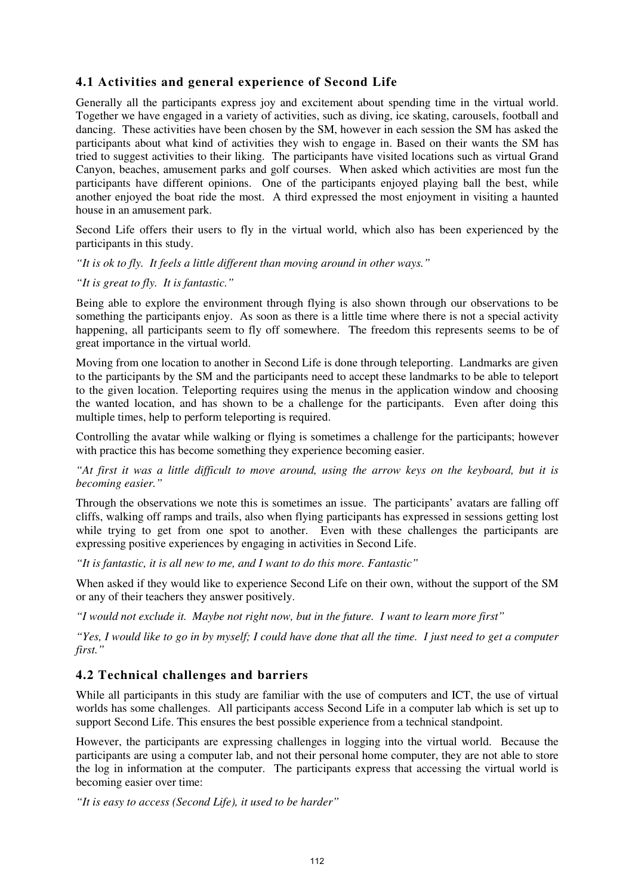### 4.1 Activities and general experience of Second Life

Generally all the participants express joy and excitement about spending time in the virtual world. Together we have engaged in a variety of activities, such as diving, ice skating, carousels, football and dancing. These activities have been chosen by the SM, however in each session the SM has asked the participants about what kind of activities they wish to engage in. Based on their wants the SM has tried to suggest activities to their liking. The participants have visited locations such as virtual Grand Canyon, beaches, amusement parks and golf courses. When asked which activities are most fun the participants have different opinions. One of the participants enjoyed playing ball the best, while another enjoyed the boat ride the most. A third expressed the most enjoyment in visiting a haunted house in an amusement park.

Second Life offers their users to fly in the virtual world, which also has been experienced by the participants in this study.

*"It is ok to fly. It feels a little different than moving around in other ways."*

*"It is great to fly. It is fantastic."*

Being able to explore the environment through flying is also shown through our observations to be something the participants enjoy. As soon as there is a little time where there is not a special activity happening, all participants seem to fly off somewhere. The freedom this represents seems to be of great importance in the virtual world.

Moving from one location to another in Second Life is done through teleporting. Landmarks are given to the participants by the SM and the participants need to accept these landmarks to be able to teleport to the given location. Teleporting requires using the menus in the application window and choosing the wanted location, and has shown to be a challenge for the participants. Even after doing this multiple times, help to perform teleporting is required.

Controlling the avatar while walking or flying is sometimes a challenge for the participants; however with practice this has become something they experience becoming easier.

*"At first it was a little difficult to move around, using the arrow keys on the keyboard, but it is becoming easier."*

Through the observations we note this is sometimes an issue. The participants' avatars are falling off cliffs, walking off ramps and trails, also when flying participants has expressed in sessions getting lost while trying to get from one spot to another. Even with these challenges the participants are expressing positive experiences by engaging in activities in Second Life.

*"It is fantastic, it is all new to me, and I want to do this more. Fantastic"*

When asked if they would like to experience Second Life on their own, without the support of the SM or any of their teachers they answer positively.

*"I would not exclude it. Maybe not right now, but in the future. I want to learn more first"*

*"Yes, I would like to go in by myself; I could have done that all the time. I just need to get a computer first."*

### 4.2 Technical challenges and barriers

While all participants in this study are familiar with the use of computers and ICT, the use of virtual worlds has some challenges. All participants access Second Life in a computer lab which is set up to support Second Life. This ensures the best possible experience from a technical standpoint.

However, the participants are expressing challenges in logging into the virtual world. Because the participants are using a computer lab, and not their personal home computer, they are not able to store the log in information at the computer. The participants express that accessing the virtual world is becoming easier over time:

*"It is easy to access (Second Life), it used to be harder"*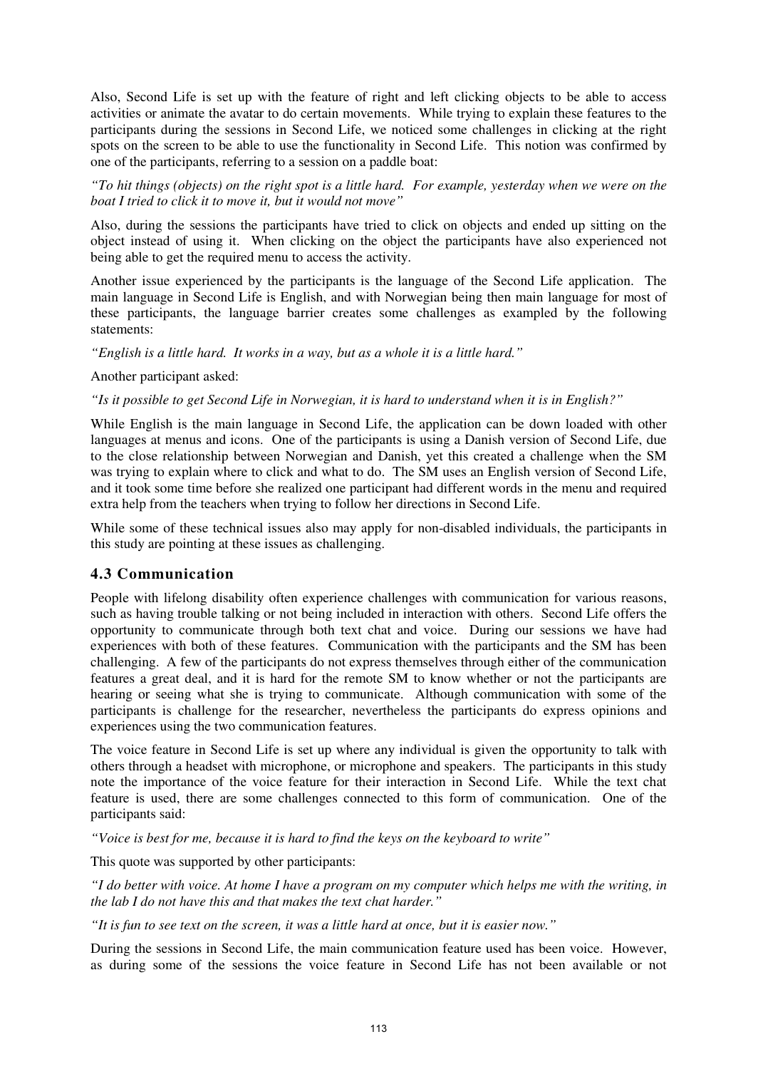Also, Second Life is set up with the feature of right and left clicking objects to be able to access activities or animate the avatar to do certain movements. While trying to explain these features to the participants during the sessions in Second Life, we noticed some challenges in clicking at the right spots on the screen to be able to use the functionality in Second Life. This notion was confirmed by one of the participants, referring to a session on a paddle boat:

*"To hit things (objects) on the right spot is a little hard. For example, yesterday when we were on the boat I tried to click it to move it, but it would not move"*

Also, during the sessions the participants have tried to click on objects and ended up sitting on the object instead of using it. When clicking on the object the participants have also experienced not being able to get the required menu to access the activity.

Another issue experienced by the participants is the language of the Second Life application. The main language in Second Life is English, and with Norwegian being then main language for most of these participants, the language barrier creates some challenges as exampled by the following statements:

*"English is a little hard. It works in a way, but as a whole it is a little hard."*

Another participant asked:

*"Is it possible to get Second Life in Norwegian, it is hard to understand when it is in English?"*

While English is the main language in Second Life, the application can be down loaded with other languages at menus and icons. One of the participants is using a Danish version of Second Life, due to the close relationship between Norwegian and Danish, yet this created a challenge when the SM was trying to explain where to click and what to do. The SM uses an English version of Second Life, and it took some time before she realized one participant had different words in the menu and required extra help from the teachers when trying to follow her directions in Second Life.

While some of these technical issues also may apply for non-disabled individuals, the participants in this study are pointing at these issues as challenging.

## 4.3 Communication

People with lifelong disability often experience challenges with communication for various reasons, such as having trouble talking or not being included in interaction with others. Second Life offers the opportunity to communicate through both text chat and voice. During our sessions we have had experiences with both of these features. Communication with the participants and the SM has been challenging. A few of the participants do not express themselves through either of the communication features a great deal, and it is hard for the remote SM to know whether or not the participants are hearing or seeing what she is trying to communicate. Although communication with some of the participants is challenge for the researcher, nevertheless the participants do express opinions and experiences using the two communication features.

The voice feature in Second Life is set up where any individual is given the opportunity to talk with others through a headset with microphone, or microphone and speakers. The participants in this study note the importance of the voice feature for their interaction in Second Life. While the text chat feature is used, there are some challenges connected to this form of communication. One of the participants said:

*"Voice is best for me, because it is hard to find the keys on the keyboard to write"*

This quote was supported by other participants:

*"I do better with voice. At home I have a program on my computer which helps me with the writing, in the lab I do not have this and that makes the text chat harder."*

*"It is fun to see text on the screen, it was a little hard at once, but it is easier now."*

During the sessions in Second Life, the main communication feature used has been voice. However, as during some of the sessions the voice feature in Second Life has not been available or not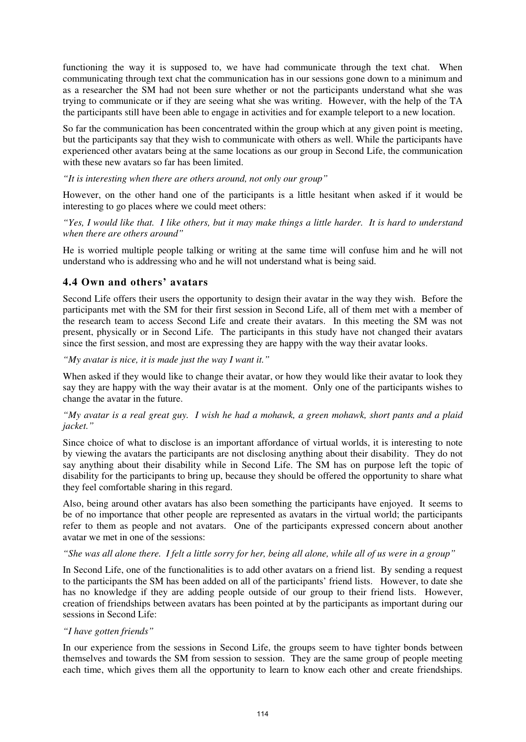functioning the way it is supposed to, we have had communicate through the text chat. When communicating through text chat the communication has in our sessions gone down to a minimum and as a researcher the SM had not been sure whether or not the participants understand what she was trying to communicate or if they are seeing what she was writing. However, with the help of the TA the participants still have been able to engage in activities and for example teleport to a new location.

So far the communication has been concentrated within the group which at any given point is meeting, but the participants say that they wish to communicate with others as well. While the participants have experienced other avatars being at the same locations as our group in Second Life, the communication with these new avatars so far has been limited.

*"It is interesting when there are others around, not only our group"*

However, on the other hand one of the participants is a little hesitant when asked if it would be interesting to go places where we could meet others:

*"Yes, I would like that. I like others, but it may make things a little harder. It is hard to understand when there are others around"*

He is worried multiple people talking or writing at the same time will confuse him and he will not understand who is addressing who and he will not understand what is being said.

## 4.4 Own and others' avatars

Second Life offers their users the opportunity to design their avatar in the way they wish. Before the participants met with the SM for their first session in Second Life, all of them met with a member of the research team to access Second Life and create their avatars. In this meeting the SM was not present, physically or in Second Life. The participants in this study have not changed their avatars since the first session, and most are expressing they are happy with the way their avatar looks.

*"My avatar is nice, it is made just the way I want it."*

When asked if they would like to change their avatar, or how they would like their avatar to look they say they are happy with the way their avatar is at the moment. Only one of the participants wishes to change the avatar in the future.

*"My avatar is a real great guy. I wish he had a mohawk, a green mohawk, short pants and a plaid jacket."*

Since choice of what to disclose is an important affordance of virtual worlds, it is interesting to note by viewing the avatars the participants are not disclosing anything about their disability. They do not say anything about their disability while in Second Life. The SM has on purpose left the topic of disability for the participants to bring up, because they should be offered the opportunity to share what they feel comfortable sharing in this regard.

Also, being around other avatars has also been something the participants have enjoyed. It seems to be of no importance that other people are represented as avatars in the virtual world; the participants refer to them as people and not avatars. One of the participants expressed concern about another avatar we met in one of the sessions:

*"She was all alone there. I felt a little sorry for her, being all alone, while all of us were in a group"*

In Second Life, one of the functionalities is to add other avatars on a friend list. By sending a request to the participants the SM has been added on all of the participants' friend lists. However, to date she has no knowledge if they are adding people outside of our group to their friend lists. However, creation of friendships between avatars has been pointed at by the participants as important during our sessions in Second Life:

*"I have gotten friends"*

In our experience from the sessions in Second Life, the groups seem to have tighter bonds between themselves and towards the SM from session to session. They are the same group of people meeting each time, which gives them all the opportunity to learn to know each other and create friendships.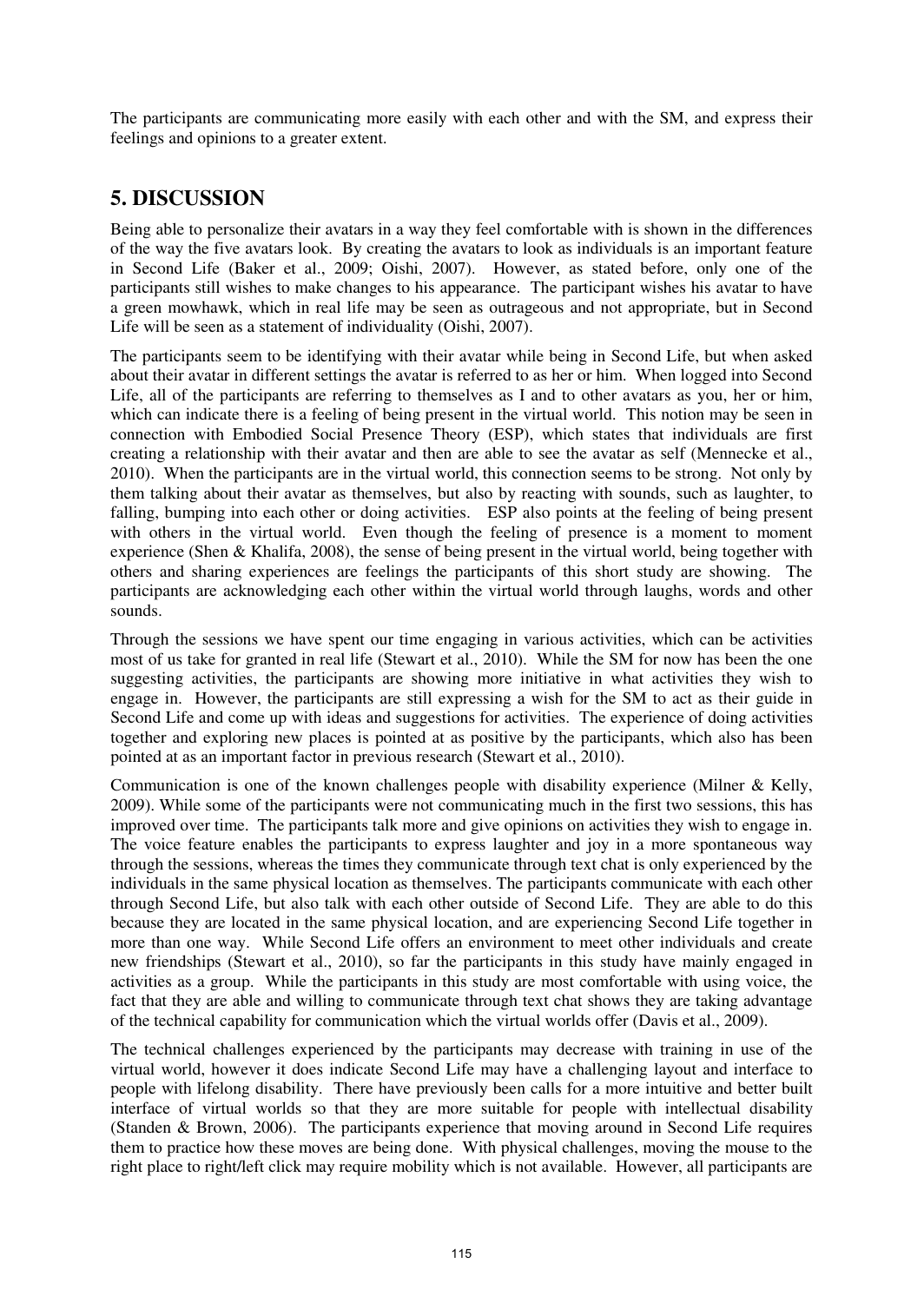The participants are communicating more easily with each other and with the SM, and express their feelings and opinions to a greater extent.

## 5. DISCUSSION

Being able to personalize their avatars in a way they feel comfortable with is shown in the differences of the way the five avatars look. By creating the avatars to look as individuals is an important feature in Second Life (Baker et al., 2009; Oishi, 2007). However, as stated before, only one of the participants still wishes to make changes to his appearance. The participant wishes his avatar to have a green mowhawk, which in real life may be seen as outrageous and not appropriate, but in Second Life will be seen as a statement of individuality (Oishi, 2007).

The participants seem to be identifying with their avatar while being in Second Life, but when asked about their avatar in different settings the avatar is referred to as her or him. When logged into Second Life, all of the participants are referring to themselves as I and to other avatars as you, her or him, which can indicate there is a feeling of being present in the virtual world. This notion may be seen in connection with Embodied Social Presence Theory (ESP), which states that individuals are first creating a relationship with their avatar and then are able to see the avatar as self (Mennecke et al., 2010). When the participants are in the virtual world, this connection seems to be strong. Not only by them talking about their avatar as themselves, but also by reacting with sounds, such as laughter, to falling, bumping into each other or doing activities. ESP also points at the feeling of being present with others in the virtual world. Even though the feeling of presence is a moment to moment experience (Shen & Khalifa, 2008), the sense of being present in the virtual world, being together with others and sharing experiences are feelings the participants of this short study are showing. The participants are acknowledging each other within the virtual world through laughs, words and other sounds.

Through the sessions we have spent our time engaging in various activities, which can be activities most of us take for granted in real life (Stewart et al., 2010). While the SM for now has been the one suggesting activities, the participants are showing more initiative in what activities they wish to engage in. However, the participants are still expressing a wish for the SM to act as their guide in Second Life and come up with ideas and suggestions for activities. The experience of doing activities together and exploring new places is pointed at as positive by the participants, which also has been pointed at as an important factor in previous research (Stewart et al., 2010).

Communication is one of the known challenges people with disability experience (Milner & Kelly, 2009). While some of the participants were not communicating much in the first two sessions, this has improved over time. The participants talk more and give opinions on activities they wish to engage in. The voice feature enables the participants to express laughter and joy in a more spontaneous way through the sessions, whereas the times they communicate through text chat is only experienced by the individuals in the same physical location as themselves. The participants communicate with each other through Second Life, but also talk with each other outside of Second Life. They are able to do this because they are located in the same physical location, and are experiencing Second Life together in more than one way. While Second Life offers an environment to meet other individuals and create new friendships (Stewart et al., 2010), so far the participants in this study have mainly engaged in activities as a group. While the participants in this study are most comfortable with using voice, the fact that they are able and willing to communicate through text chat shows they are taking advantage of the technical capability for communication which the virtual worlds offer (Davis et al., 2009).

The technical challenges experienced by the participants may decrease with training in use of the virtual world, however it does indicate Second Life may have a challenging layout and interface to people with lifelong disability. There have previously been calls for a more intuitive and better built interface of virtual worlds so that they are more suitable for people with intellectual disability (Standen & Brown, 2006). The participants experience that moving around in Second Life requires them to practice how these moves are being done. With physical challenges, moving the mouse to the right place to right/left click may require mobility which is not available. However, all participants are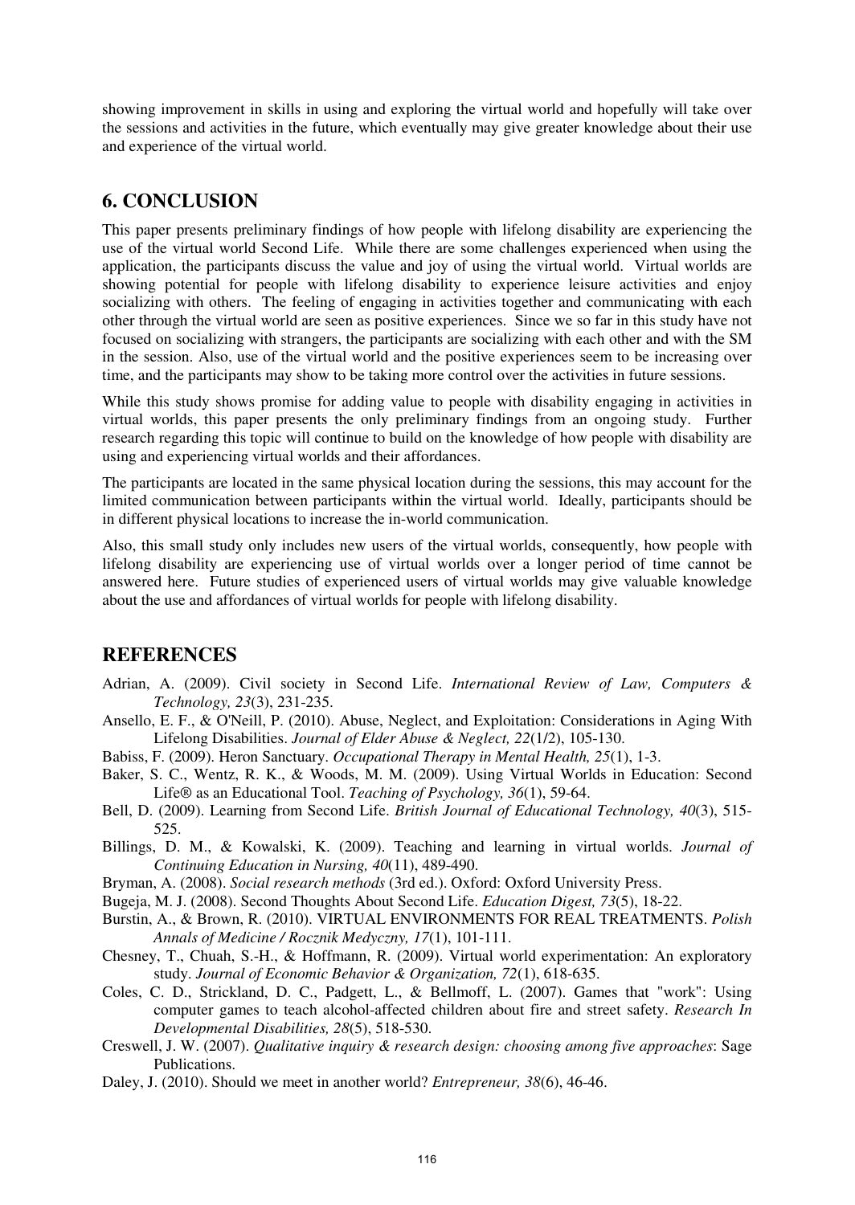showing improvement in skills in using and exploring the virtual world and hopefully will take over the sessions and activities in the future, which eventually may give greater knowledge about their use and experience of the virtual world.

## 6. CONCLUSION

This paper presents preliminary findings of how people with lifelong disability are experiencing the use of the virtual world Second Life. While there are some challenges experienced when using the application, the participants discuss the value and joy of using the virtual world. Virtual worlds are showing potential for people with lifelong disability to experience leisure activities and enjoy socializing with others. The feeling of engaging in activities together and communicating with each other through the virtual world are seen as positive experiences. Since we so far in this study have not focused on socializing with strangers, the participants are socializing with each other and with the SM in the session. Also, use of the virtual world and the positive experiences seem to be increasing over time, and the participants may show to be taking more control over the activities in future sessions.

While this study shows promise for adding value to people with disability engaging in activities in virtual worlds, this paper presents the only preliminary findings from an ongoing study. Further research regarding this topic will continue to build on the knowledge of how people with disability are using and experiencing virtual worlds and their affordances.

The participants are located in the same physical location during the sessions, this may account for the limited communication between participants within the virtual world. Ideally, participants should be in different physical locations to increase the in-world communication.

Also, this small study only includes new users of the virtual worlds, consequently, how people with lifelong disability are experiencing use of virtual worlds over a longer period of time cannot be answered here. Future studies of experienced users of virtual worlds may give valuable knowledge about the use and affordances of virtual worlds for people with lifelong disability.

## REFERENCES

Adrian, A. (2009). Civil society in Second Life. *International Review of Law, Computers & Technology, 23*(3), 231-235.

Ansello, E. F., & O'Neill, P. (2010). Abuse, Neglect, and Exploitation: Considerations in Aging With Lifelong Disabilities. *Journal of Elder Abuse & Neglect, 22*(1/2), 105-130.

Babiss, F. (2009). Heron Sanctuary. *Occupational Therapy in Mental Health, 25*(1), 1-3.

Baker, S. C., Wentz, R. K., & Woods, M. M. (2009). Using Virtual Worlds in Education: Second Life® as an Educational Tool. *Teaching of Psychology, 36*(1), 59-64.

Bell, D. (2009). Learning from Second Life. *British Journal of Educational Technology, 40*(3), 515-525.

Billings, D. M., & Kowalski, K. (2009). Teaching and learning in virtual worlds. *Journal of Continuing Education in Nursing, 40*(11), 489-490.

Bryman, A. (2008). *Social research methods* (3rd ed.). Oxford: Oxford University Press.

Bugeja, M. J. (2008). Second Thoughts About Second Life. *Education Digest, 73*(5), 18-22.

Burstin, A., & Brown, R. (2010). VIRTUAL ENVIRONMENTS FOR REAL TREATMENTS. *Polish Annals of Medicine / Rocznik Medyczny, 17*(1), 101-111.

Chesney, T., Chuah, S.-H., & Hoffmann, R. (2009). Virtual world experimentation: An exploratory study. *Journal of Economic Behavior & Organization, 72*(1), 618-635.

Coles, C. D., Strickland, D. C., Padgett, L., & Bellmoff, L. (2007). Games that "work": Using computer games to teach alcohol-affected children about fire and street safety. *Research In Developmental Disabilities, 28*(5), 518-530.

Creswell, J. W. (2007). *Qualitative inquiry & research design: choosing among five approaches*: Sage Publications.

Daley, J. (2010). Should we meet in another world? *Entrepreneur, 38*(6), 46-46.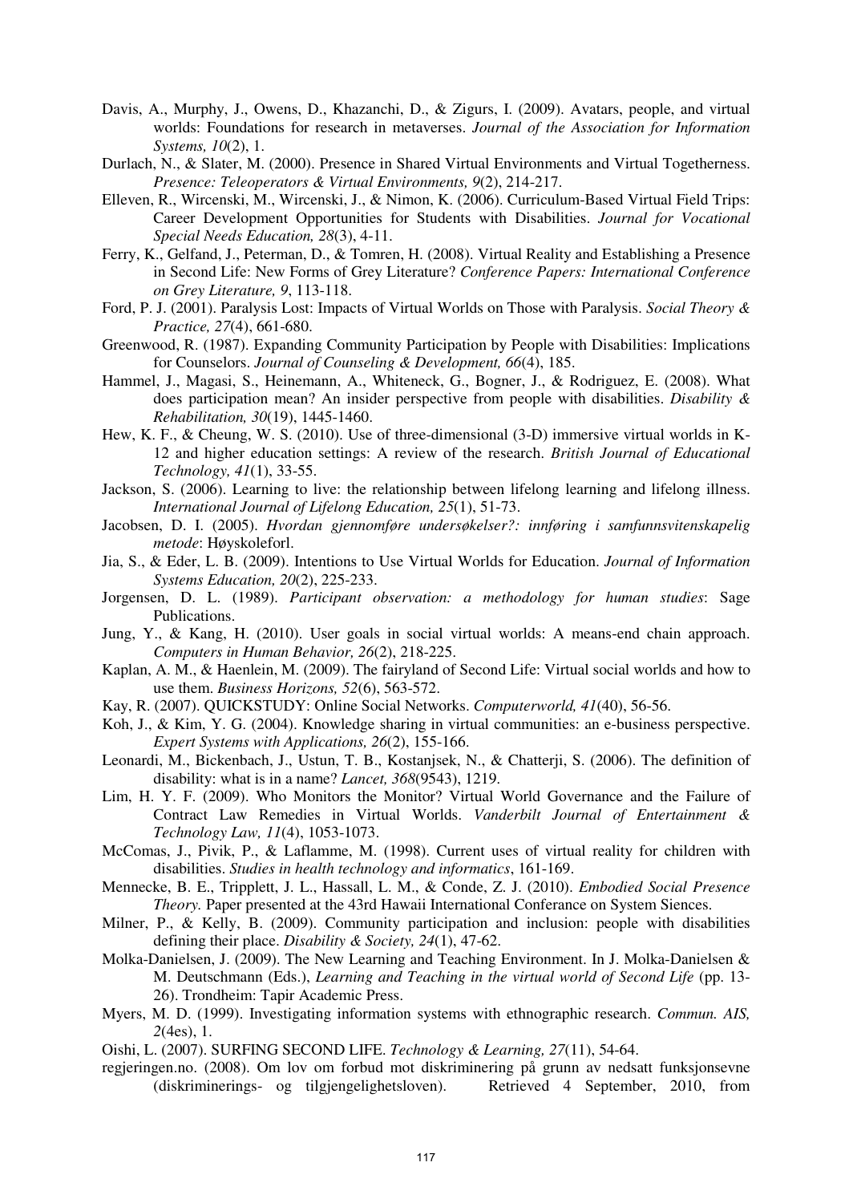Davis, A., Murphy, J., Owens, D., Khazanchi, D., & Zigurs, I. (2009). Avatars, people, and virtual worlds: Foundations for research in metaverses. *Journal of the Association for Information Systems, 10*(2), 1.

Durlach, N., & Slater, M. (2000). Presence in Shared Virtual Environments and Virtual Togetherness. *Presence: Teleoperators & Virtual Environments, 9*(2), 214-217.

Elleven, R., Wircenski, M., Wircenski, J., & Nimon, K. (2006). Curriculum-Based Virtual Field Trips: Career Development Opportunities for Students with Disabilities. *Journal for Vocational Special Needs Education, 28*(3), 4-11.

Ferry, K., Gelfand, J., Peterman, D., & Tomren, H. (2008). Virtual Reality and Establishing a Presence in Second Life: New Forms of Grey Literature? *Conference Papers: International Conference on Grey Literature, 9*, 113-118.

Ford, P. J. (2001). Paralysis Lost: Impacts of Virtual Worlds on Those with Paralysis. *Social Theory & Practice, 27*(4), 661-680.

Greenwood, R. (1987). Expanding Community Participation by People with Disabilities: Implications for Counselors. *Journal of Counseling & Development, 66*(4), 185.

Hammel, J., Magasi, S., Heinemann, A., Whiteneck, G., Bogner, J., & Rodriguez, E. (2008). What does participation mean? An insider perspective from people with disabilities. *Disability & Rehabilitation, 30*(19), 1445-1460.

Hew, K. F., & Cheung, W. S. (2010). Use of three-dimensional (3-D) immersive virtual worlds in K-12 and higher education settings: A review of the research. *British Journal of Educational Technology, 41*(1), 33-55.

Jackson, S. (2006). Learning to live: the relationship between lifelong learning and lifelong illness. *International Journal of Lifelong Education, 25*(1), 51-73.

Jacobsen, D. I. (2005). *Hvordan gjennomføre undersøkelser?: innføring i samfunnsvitenskapelig metode*: Høyskoleforl.

Jia, S., & Eder, L. B. (2009). Intentions to Use Virtual Worlds for Education. *Journal of Information Systems Education, 20*(2), 225-233.

Jorgensen, D. L. (1989). *Participant observation: a methodology for human studies*: Sage Publications.

Jung, Y., & Kang, H. (2010). User goals in social virtual worlds: A means-end chain approach. *Computers in Human Behavior, 26*(2), 218-225.

Kaplan, A. M., & Haenlein, M. (2009). The fairyland of Second Life: Virtual social worlds and how to use them. *Business Horizons, 52*(6), 563-572.

Kay, R. (2007). QUICKSTUDY: Online Social Networks. *Computerworld, 41*(40), 56-56.

Koh, J., & Kim, Y. G. (2004). Knowledge sharing in virtual communities: an e-business perspective. *Expert Systems with Applications, 26*(2), 155-166.

Leonardi, M., Bickenbach, J., Ustun, T. B., Kostanjsek, N., & Chatterji, S. (2006). The definition of disability: what is in a name? *Lancet, 368*(9543), 1219.

Lim, H. Y. F. (2009). Who Monitors the Monitor? Virtual World Governance and the Failure of Contract Law Remedies in Virtual Worlds. *Vanderbilt Journal of Entertainment & Technology Law, 11*(4), 1053-1073.

McComas, J., Pivik, P., & Laflamme, M. (1998). Current uses of virtual reality for children with disabilities. *Studies in health technology and informatics*, 161-169.

Mennecke, B. E., Tripplett, J. L., Hassall, L. M., & Conde, Z. J. (2010). *Embodied Social Presence Theory.* Paper presented at the 43rd Hawaii International Conferance on System Siences.

Milner, P., & Kelly, B. (2009). Community participation and inclusion: people with disabilities defining their place. *Disability & Society, 24*(1), 47-62.

Molka-Danielsen, J. (2009). The New Learning and Teaching Environment. In J. Molka-Danielsen & M. Deutschmann (Eds.), *Learning and Teaching in the virtual world of Second Life* (pp. 13-26). Trondheim: Tapir Academic Press.

Myers, M. D. (1999). Investigating information systems with ethnographic research. *Commun. AIS, 2*(4es), 1.

Oishi, L. (2007). SURFING SECOND LIFE. *Technology & Learning, 27*(11), 54-64.

regjeringen.no. (2008). Om lov om forbud mot diskriminering på grunn av nedsatt funksjonsevne (diskriminerings- og tilgjengelighetsloven). Retrieved 4 September, 2010, from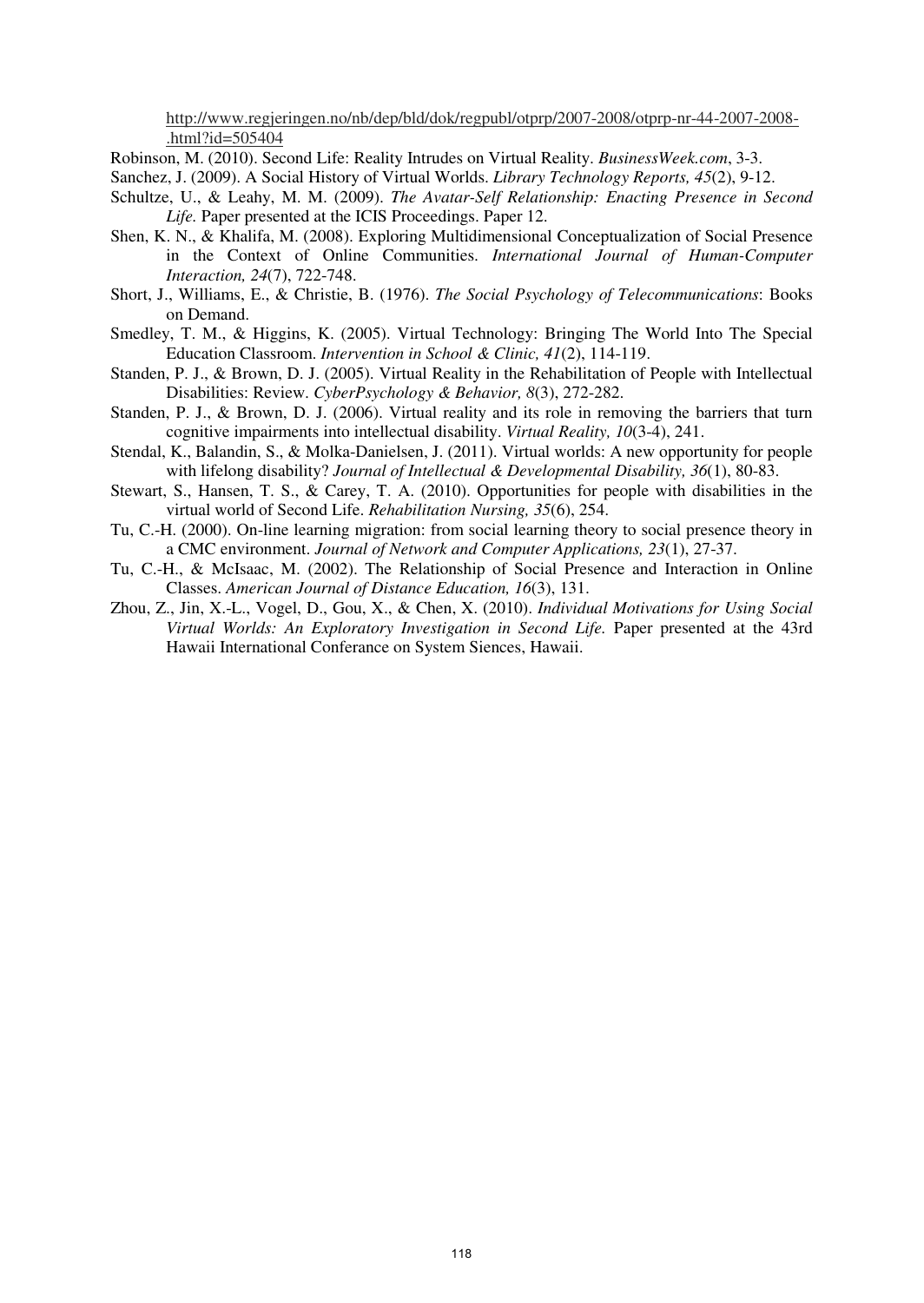http://www.regjeringen.no/nb/dep/bld/dok/regpubl/otprp/2007-2008/otprp-nr-44-2007-2008-.html?id=505404

Robinson, M. (2010). Second Life: Reality Intrudes on Virtual Reality. *BusinessWeek.com*, 3-3.

Sanchez, J. (2009). A Social History of Virtual Worlds. *Library Technology Reports, 45*(2), 9-12.

Schultze, U., & Leahy, M. M. (2009). *The Avatar-Self Relationship: Enacting Presence in Second Life.* Paper presented at the ICIS Proceedings. Paper 12.

Shen, K. N., & Khalifa, M. (2008). Exploring Multidimensional Conceptualization of Social Presence in the Context of Online Communities. *International Journal of Human-Computer Interaction, 24*(7), 722-748.

Short, J., Williams, E., & Christie, B. (1976). *The Social Psychology of Telecommunications*: Books on Demand.

Smedley, T. M., & Higgins, K. (2005). Virtual Technology: Bringing The World Into The Special Education Classroom. *Intervention in School & Clinic, 41*(2), 114-119.

Standen, P. J., & Brown, D. J. (2005). Virtual Reality in the Rehabilitation of People with Intellectual Disabilities: Review. *CyberPsychology & Behavior, 8*(3), 272-282.

Standen, P. J., & Brown, D. J. (2006). Virtual reality and its role in removing the barriers that turn cognitive impairments into intellectual disability. *Virtual Reality, 10*(3-4), 241.

Stendal, K., Balandin, S., & Molka-Danielsen, J. (2011). Virtual worlds: A new opportunity for people with lifelong disability? *Journal of Intellectual & Developmental Disability, 36*(1), 80-83.

Stewart, S., Hansen, T. S., & Carey, T. A. (2010). Opportunities for people with disabilities in the virtual world of Second Life. *Rehabilitation Nursing, 35*(6), 254.

Tu, C.-H. (2000). On-line learning migration: from social learning theory to social presence theory in a CMC environment. *Journal of Network and Computer Applications, 23*(1), 27-37.

Tu, C.-H., & McIsaac, M. (2002). The Relationship of Social Presence and Interaction in Online Classes. *American Journal of Distance Education, 16*(3), 131.

Zhou, Z., Jin, X.-L., Vogel, D., Gou, X., & Chen, X. (2010). *Individual Motivations for Using Social Virtual Worlds: An Exploratory Investigation in Second Life.* Paper presented at the 43rd Hawaii International Conferance on System Siences, Hawaii.